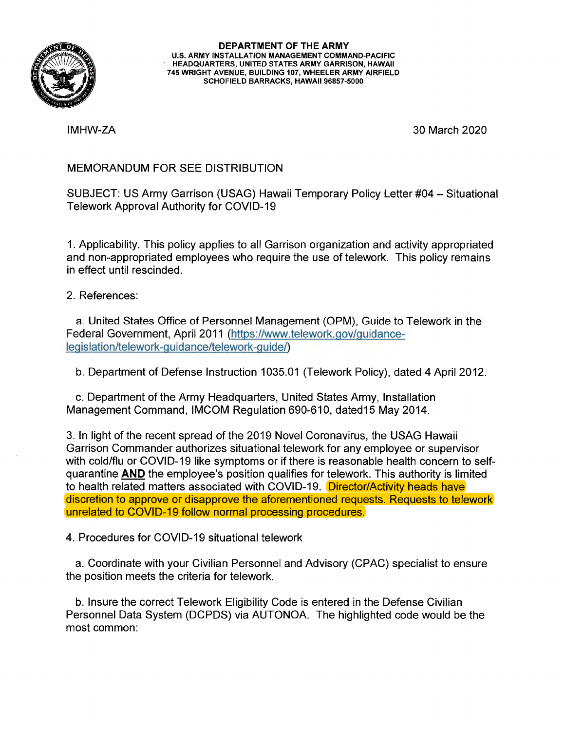**DEPARTMENT OF THE ARMY**
**U.S. ARMY INSTALLATION MANAGEMENT COMMAND-PACIFIC**
**HEADQUARTERS, UNITED STATES ARMY GARRISON, HAWAII**
**745 WRIGHT AVENUE, BUILDING 107, WHEELER ARMY AIRFIELD**
**SCHOFIELD BARRACKS, HAWAII 96857-5000**

IMHW-ZA

30 March 2020

MEMORANDUM FOR SEE DISTRIBUTION

SUBJECT: US Army Garrison (USAG) Hawaii Temporary Policy Letter #04 – Situational Telework Approval Authority for COVID-19

1. Applicability. This policy applies to all Garrison organization and activity appropriated and non-appropriated employees who require the use of telework. This policy remains in effect until rescinded.

2. References:

a. United States Office of Personnel Management (OPM), Guide to Telework in the Federal Government, April 2011 (https://www.telework.gov/guidance-legislation/telework-guidance/telework-guide/)

b. Department of Defense Instruction 1035.01 (Telework Policy), dated 4 April 2012.

c. Department of the Army Headquarters, United States Army, Installation Management Command, IMCOM Regulation 690-610, dated15 May 2014.

3. In light of the recent spread of the 2019 Novel Coronavirus, the USAG Hawaii Garrison Commander authorizes situational telework for any employee or supervisor with cold/flu or COVID-19 like symptoms or if there is reasonable health concern to self-quarantine **AND** the employee's position qualifies for telework. This authority is limited to health related matters associated with COVID-19. Director/Activity heads have discretion to approve or disapprove the aforementioned requests. Requests to telework unrelated to COVID-19 follow normal processing procedures.

4. Procedures for COVID-19 situational telework

a. Coordinate with your Civilian Personnel and Advisory (CPAC) specialist to ensure the position meets the criteria for telework.

b. Insure the correct Telework Eligibility Code is entered in the Defense Civilian Personnel Data System (DCPDS) via AUTONOA. The highlighted code would be the most common: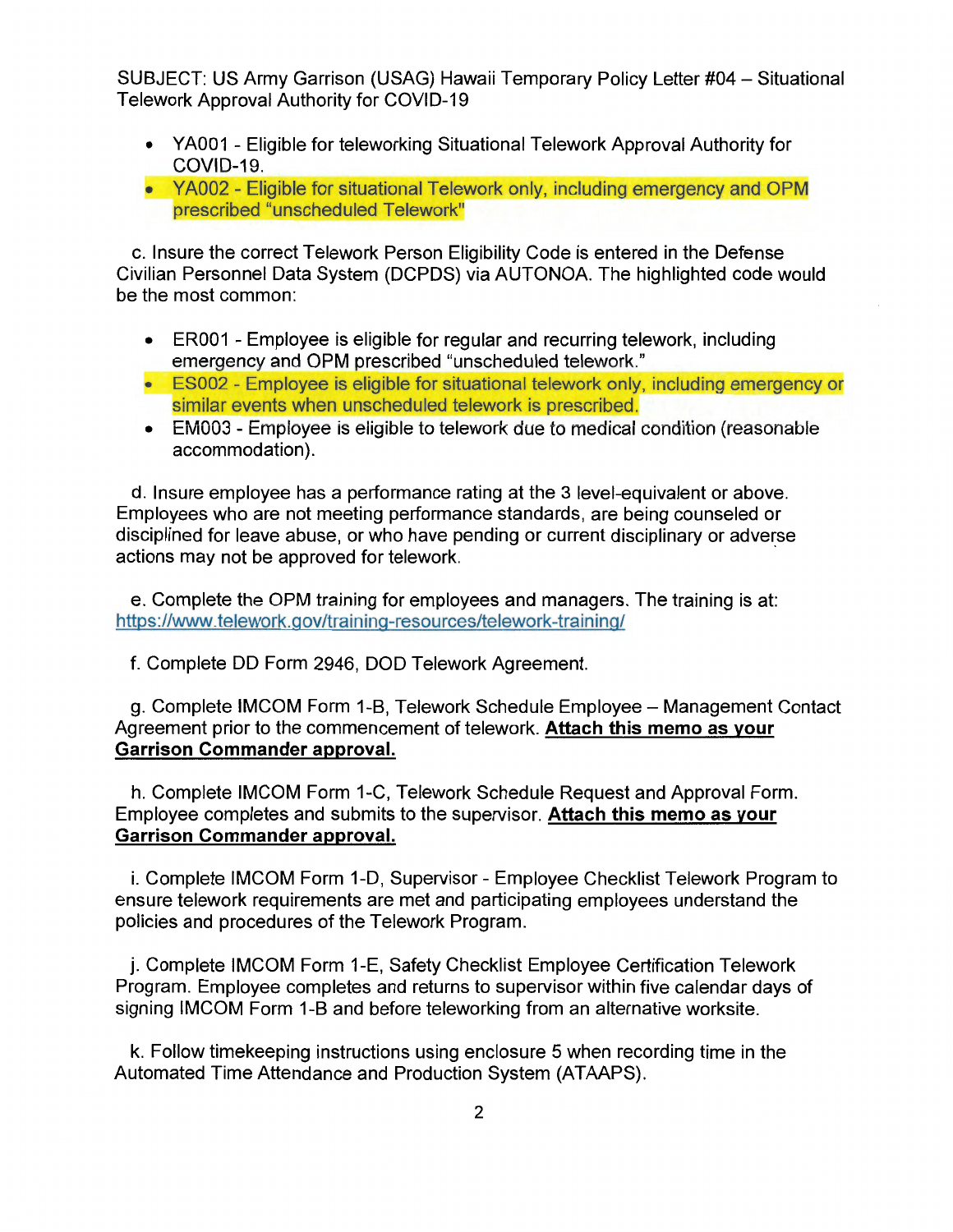SUBJECT: US Army Garrison (USAG) Hawaii Temporary Policy Letter #04 – Situational Telework Approval Authority for COVID-19

- YA001 - Eligible for teleworking Situational Telework Approval Authority for COVID-19.
- YA002 - Eligible for situational Telework only, including emergency and OPM prescribed "unscheduled Telework"

c. Insure the correct Telework Person Eligibility Code is entered in the Defense Civilian Personnel Data System (DCPDS) via AUTONOA. The highlighted code would be the most common:

- ER001 - Employee is eligible for regular and recurring telework, including emergency and OPM prescribed "unscheduled telework."
- ES002 - Employee is eligible for situational telework only, including emergency or similar events when unscheduled telework is prescribed.
- EM003 - Employee is eligible to telework due to medical condition (reasonable accommodation).

d. Insure employee has a performance rating at the 3 level-equivalent or above. Employees who are not meeting performance standards, are being counseled or disciplined for leave abuse, or who have pending or current disciplinary or adverse actions may not be approved for telework.

e. Complete the OPM training for employees and managers. The training is at: https://www.telework.gov/training-resources/telework-training/

f. Complete DD Form 2946, DOD Telework Agreement.

g. Complete IMCOM Form 1-B, Telework Schedule Employee – Management Contact Agreement prior to the commencement of telework. **Attach this memo as your Garrison Commander approval.**

h. Complete IMCOM Form 1-C, Telework Schedule Request and Approval Form. Employee completes and submits to the supervisor. **Attach this memo as your Garrison Commander approval.**

i. Complete IMCOM Form 1-D, Supervisor - Employee Checklist Telework Program to ensure telework requirements are met and participating employees understand the policies and procedures of the Telework Program.

j. Complete IMCOM Form 1-E, Safety Checklist Employee Certification Telework Program. Employee completes and returns to supervisor within five calendar days of signing IMCOM Form 1-B and before teleworking from an alternative worksite.

k. Follow timekeeping instructions using enclosure 5 when recording time in the Automated Time Attendance and Production System (ATAAPS).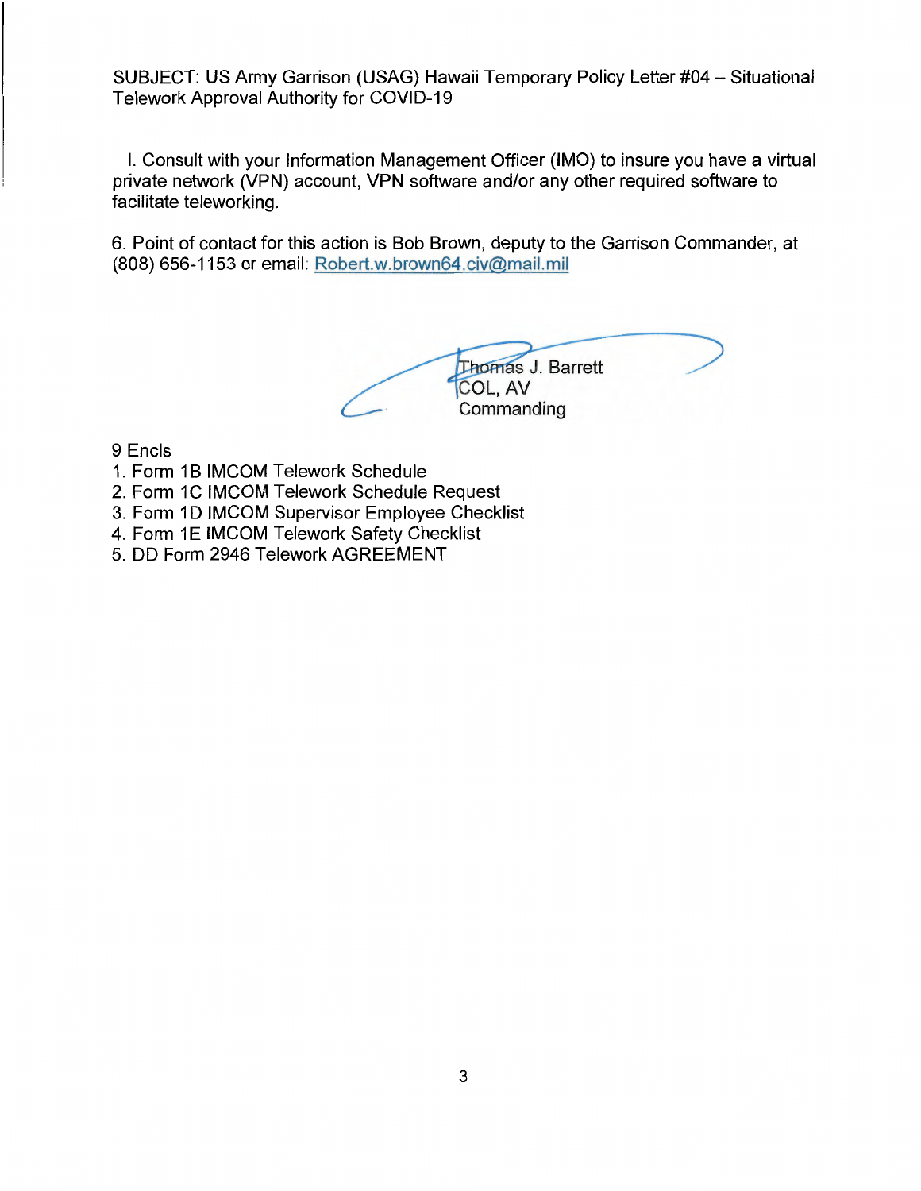SUBJECT: US Army Garrison (USAG) Hawaii Temporary Policy Letter #04 – Situational Telework Approval Authority for COVID-19

l. Consult with your Information Management Officer (IMO) to insure you have a virtual private network (VPN) account, VPN software and/or any other required software to facilitate teleworking.

6. Point of contact for this action is Bob Brown, deputy to the Garrison Commander, at (808) 656-1153 or email: Robert.w.brown64.civ@mail.mil

Thomas J. Barrett
COL, AV
Commanding

9 Encls
1. Form 1B IMCOM Telework Schedule
2. Form 1C IMCOM Telework Schedule Request
3. Form 1D IMCOM Supervisor Employee Checklist
4. Form 1E IMCOM Telework Safety Checklist
5. DD Form 2946 Telework AGREEMENT